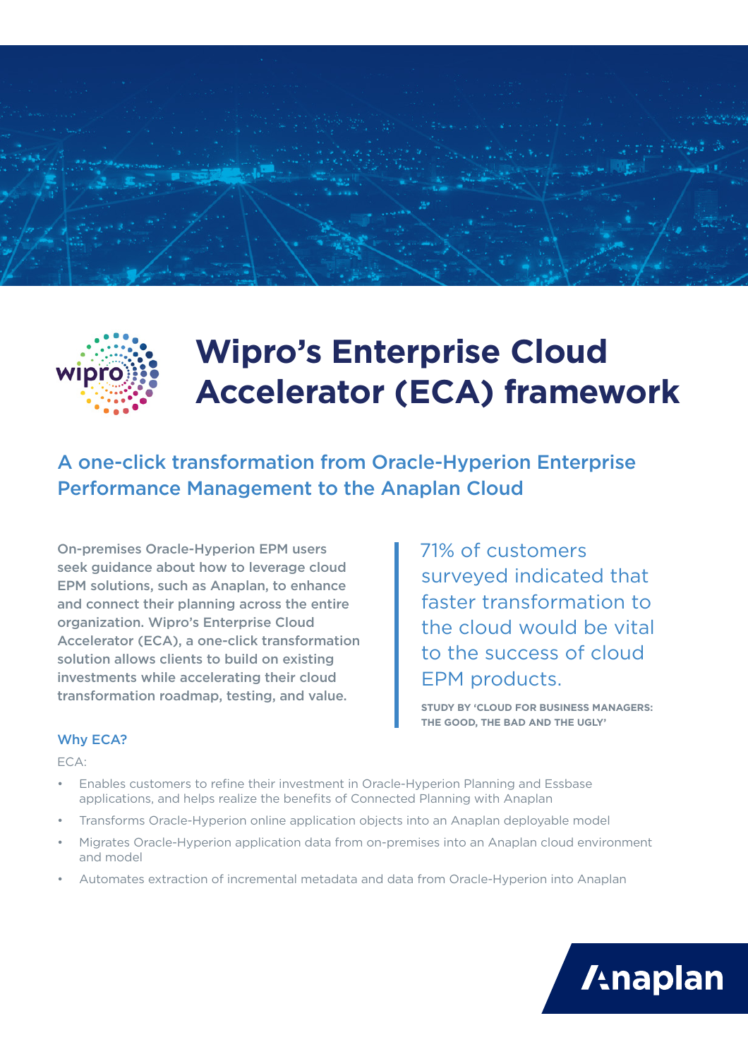# Wipro's Enterprise Cloud Accelerator (ECA) framework

## A one-click transformation from Oracle-Hyperion Enterprise Performance Management to the Anaplan Cloud

**On-premises Oracle-Hyperion EPM users seek guidance about how to leverage cloud EPM solutions, such as Anaplan, to enhance and connect their planning across the entire organization. Wipro's Enterprise Cloud Accelerator (ECA), a one-click transformation solution allows clients to build on existing investments while accelerating their cloud transformation roadmap, testing, and value.**

> 71% of customers surveyed indicated that faster transformation to the cloud would be vital to the success of cloud EPM products.
>
> STUDY BY 'CLOUD FOR BUSINESS MANAGERS: THE GOOD, THE BAD AND THE UGLY'

### Why ECA?

ECA:

- Enables customers to refine their investment in Oracle-Hyperion Planning and Essbase applications, and helps realize the benefits of Connected Planning with Anaplan
- Transforms Oracle-Hyperion online application objects into an Anaplan deployable model
- Migrates Oracle-Hyperion application data from on-premises into an Anaplan cloud environment and model
- Automates extraction of incremental metadata and data from Oracle-Hyperion into Anaplan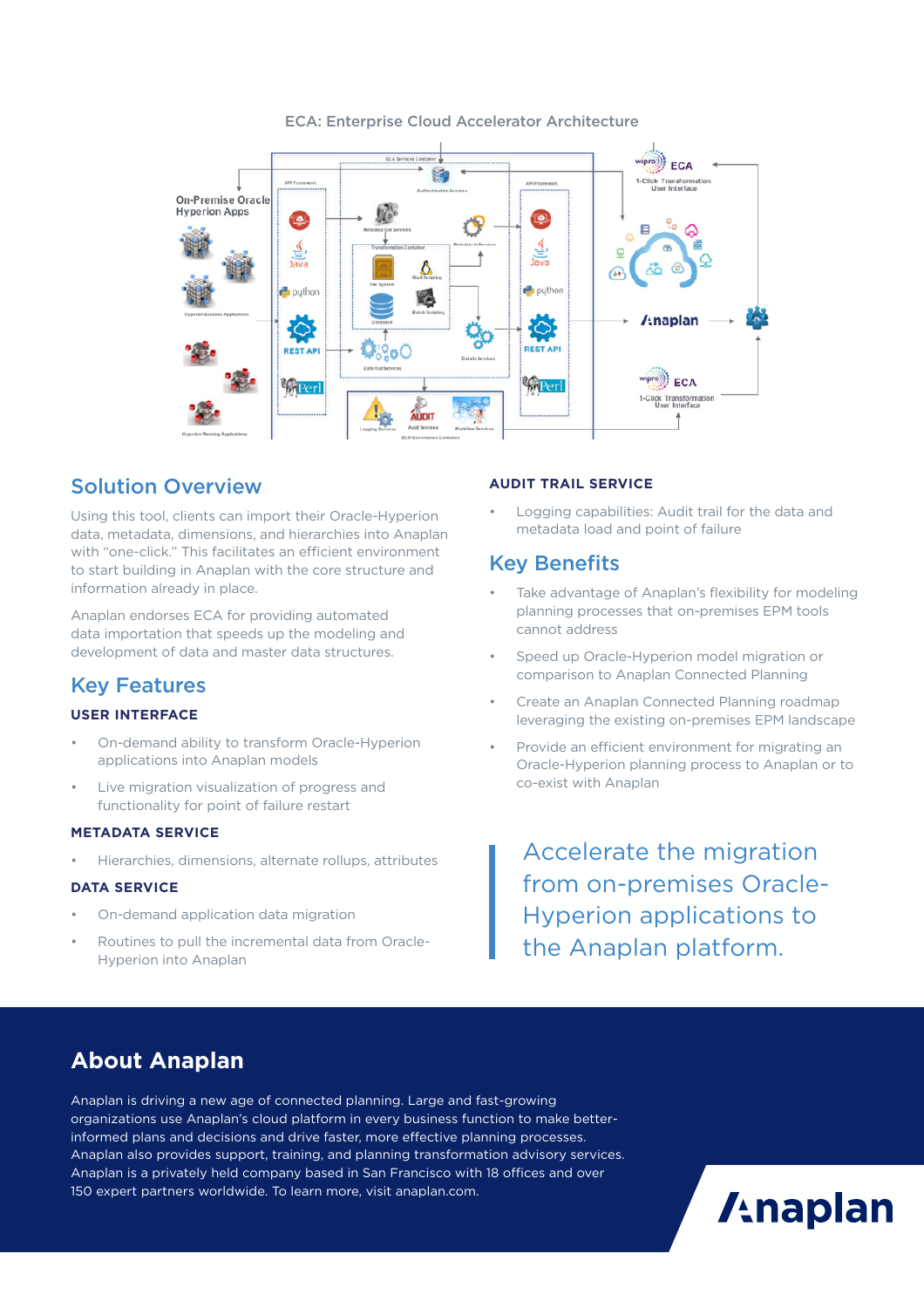ECA: Enterprise Cloud Accelerator Architecture

## Solution Overview

Using this tool, clients can import their Oracle-Hyperion data, metadata, dimensions, and hierarchies into Anaplan with "one-click." This facilitates an efficient environment to start building in Anaplan with the core structure and information already in place.

Anaplan endorses ECA for providing automated data importation that speeds up the modeling and development of data and master data structures.

## Key Features

### USER INTERFACE

- On-demand ability to transform Oracle-Hyperion applications into Anaplan models
- Live migration visualization of progress and functionality for point of failure restart

### METADATA SERVICE

- Hierarchies, dimensions, alternate rollups, attributes

### DATA SERVICE

- On-demand application data migration
- Routines to pull the incremental data from Oracle-Hyperion into Anaplan

### AUDIT TRAIL SERVICE

- Logging capabilities: Audit trail for the data and metadata load and point of failure

## Key Benefits

- Take advantage of Anaplan's flexibility for modeling planning processes that on-premises EPM tools cannot address
- Speed up Oracle-Hyperion model migration or comparison to Anaplan Connected Planning
- Create an Anaplan Connected Planning roadmap leveraging the existing on-premises EPM landscape
- Provide an efficient environment for migrating an Oracle-Hyperion planning process to Anaplan or to co-exist with Anaplan

> Accelerate the migration from on-premises Oracle-Hyperion applications to the Anaplan platform.

## About Anaplan

Anaplan is driving a new age of connected planning. Large and fast-growing organizations use Anaplan's cloud platform in every business function to make better-informed plans and decisions and drive faster, more effective planning processes. Anaplan also provides support, training, and planning transformation advisory services. Anaplan is a privately held company based in San Francisco with 18 offices and over 150 expert partners worldwide. To learn more, visit anaplan.com.

Anaplan